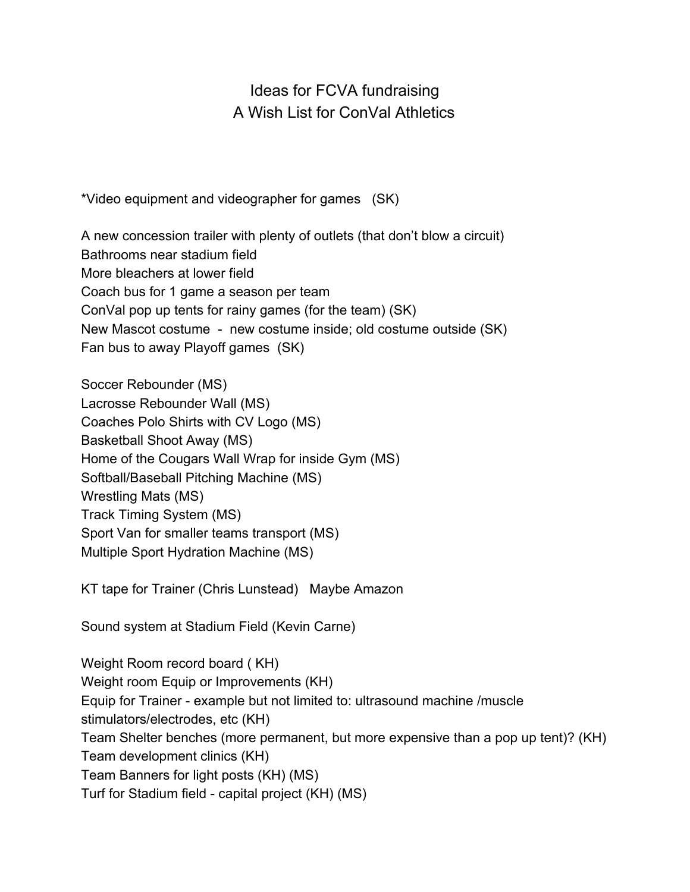# Ideas for FCVA fundraising
## A Wish List for ConVal Athletics

*Video equipment and videographer for games (SK)

A new concession trailer with plenty of outlets (that don't blow a circuit)
Bathrooms near stadium field
More bleachers at lower field
Coach bus for 1 game a season per team
ConVal pop up tents for rainy games (for the team) (SK)
New Mascot costume - new costume inside; old costume outside (SK)
Fan bus to away Playoff games (SK)

Soccer Rebounder (MS)
Lacrosse Rebounder Wall (MS)
Coaches Polo Shirts with CV Logo (MS)
Basketball Shoot Away (MS)
Home of the Cougars Wall Wrap for inside Gym (MS)
Softball/Baseball Pitching Machine (MS)
Wrestling Mats (MS)
Track Timing System (MS)
Sport Van for smaller teams transport (MS)
Multiple Sport Hydration Machine (MS)

KT tape for Trainer (Chris Lunstead) Maybe Amazon

Sound system at Stadium Field (Kevin Carne)

Weight Room record board ( KH)
Weight room Equip or Improvements (KH)
Equip for Trainer - example but not limited to: ultrasound machine /muscle stimulators/electrodes, etc (KH)
Team Shelter benches (more permanent, but more expensive than a pop up tent)? (KH)
Team development clinics (KH)
Team Banners for light posts (KH) (MS)
Turf for Stadium field - capital project (KH) (MS)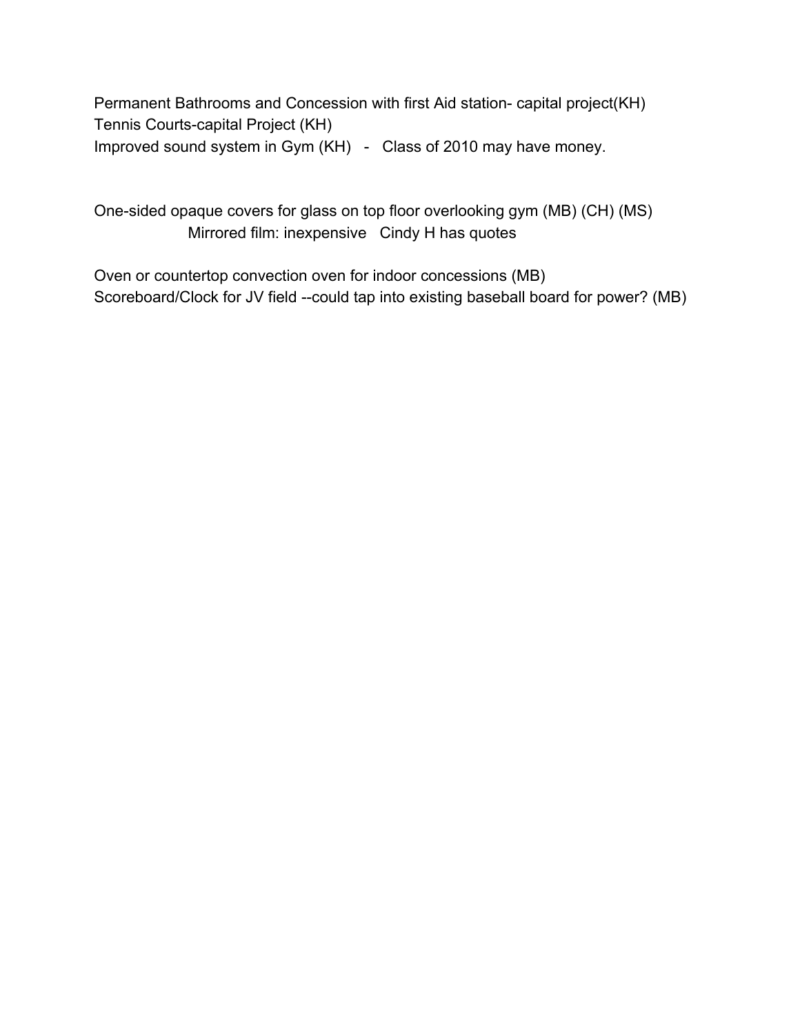Permanent Bathrooms and Concession with first Aid station- capital project(KH)
Tennis Courts-capital Project (KH)
Improved sound system in Gym (KH) - Class of 2010 may have money.

One-sided opaque covers for glass on top floor overlooking gym (MB) (CH) (MS)
Mirrored film: inexpensive Cindy H has quotes

Oven or countertop convection oven for indoor concessions (MB)
Scoreboard/Clock for JV field --could tap into existing baseball board for power? (MB)